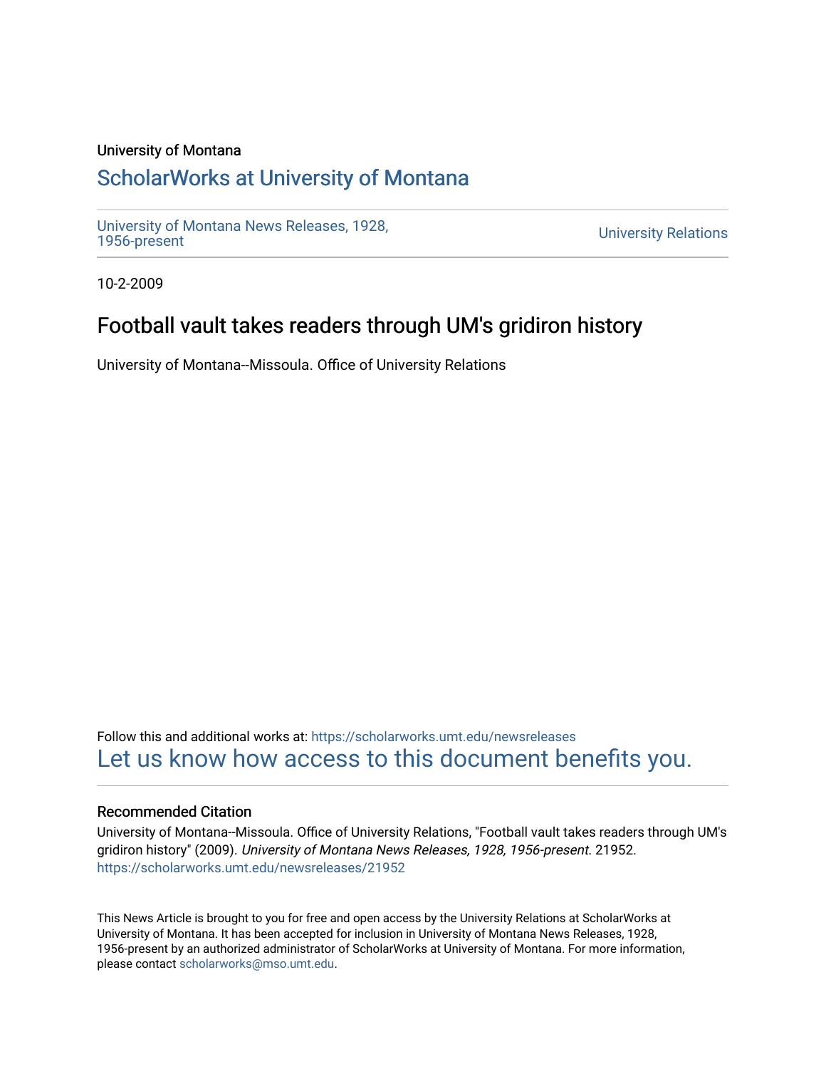University of Montana

## ScholarWorks at University of Montana

University of Montana News Releases, 1928, 1956-present

University Relations

10-2-2009

# Football vault takes readers through UM's gridiron history

University of Montana--Missoula. Office of University Relations

Follow this and additional works at: https://scholarworks.umt.edu/newsreleases

Let us know how access to this document benefits you.

### Recommended Citation

University of Montana--Missoula. Office of University Relations, "Football vault takes readers through UM's gridiron history" (2009). *University of Montana News Releases, 1928, 1956-present*. 21952. https://scholarworks.umt.edu/newsreleases/21952

This News Article is brought to you for free and open access by the University Relations at ScholarWorks at University of Montana. It has been accepted for inclusion in University of Montana News Releases, 1928, 1956-present by an authorized administrator of ScholarWorks at University of Montana. For more information, please contact scholarworks@mso.umt.edu.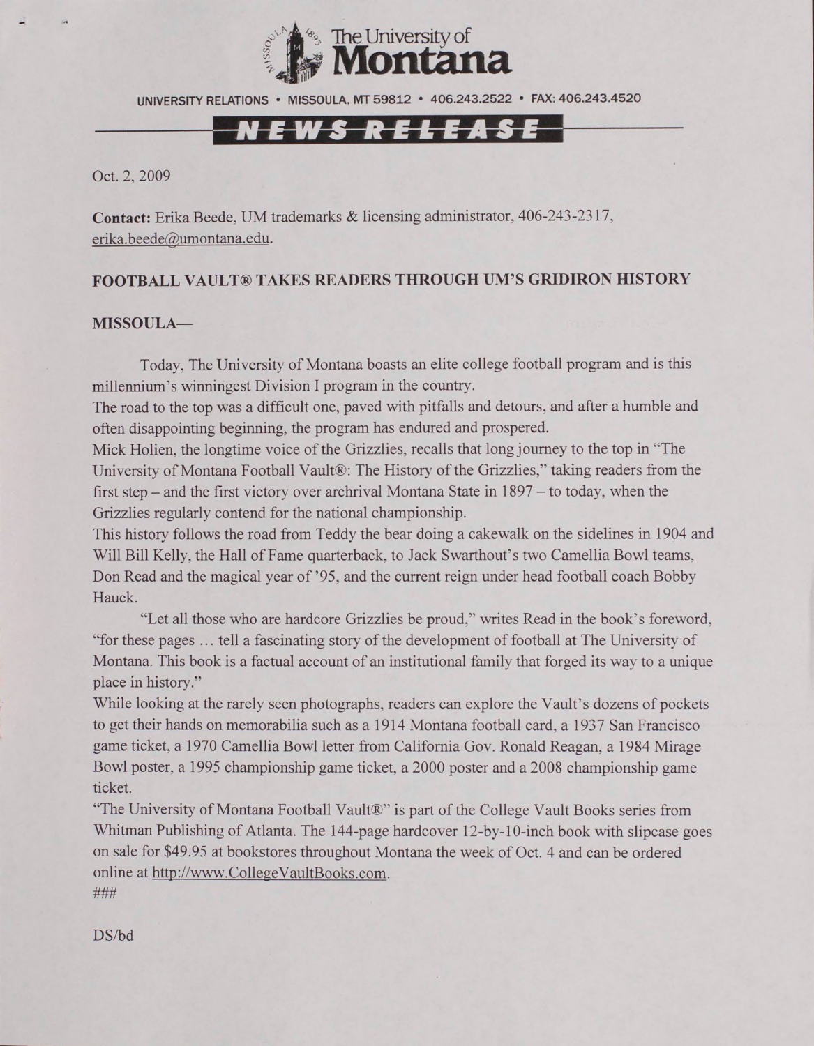The University of Montana

UNIVERSITY RELATIONS • MISSOULA, MT 59812 • 406.243.2522 • FAX: 406.243.4520

NEWS RELEASE

Oct. 2, 2009

**Contact:** Erika Beede, UM trademarks & licensing administrator, 406-243-2317, erika.beede@umontana.edu.

**FOOTBALL VAULT® TAKES READERS THROUGH UM'S GRIDIRON HISTORY**

**MISSOULA—**

Today, The University of Montana boasts an elite college football program and is this millennium's winningest Division I program in the country.

The road to the top was a difficult one, paved with pitfalls and detours, and after a humble and often disappointing beginning, the program has endured and prospered.

Mick Holien, the longtime voice of the Grizzlies, recalls that long journey to the top in "The University of Montana Football Vault®: The History of the Grizzlies," taking readers from the first step – and the first victory over archrival Montana State in 1897 – to today, when the Grizzlies regularly contend for the national championship.

This history follows the road from Teddy the bear doing a cakewalk on the sidelines in 1904 and Will Bill Kelly, the Hall of Fame quarterback, to Jack Swarthout's two Camellia Bowl teams, Don Read and the magical year of '95, and the current reign under head football coach Bobby Hauck.

"Let all those who are hardcore Grizzlies be proud," writes Read in the book's foreword, "for these pages … tell a fascinating story of the development of football at The University of Montana. This book is a factual account of an institutional family that forged its way to a unique place in history."

While looking at the rarely seen photographs, readers can explore the Vault's dozens of pockets to get their hands on memorabilia such as a 1914 Montana football card, a 1937 San Francisco game ticket, a 1970 Camellia Bowl letter from California Gov. Ronald Reagan, a 1984 Mirage Bowl poster, a 1995 championship game ticket, a 2000 poster and a 2008 championship game ticket.

"The University of Montana Football Vault®" is part of the College Vault Books series from Whitman Publishing of Atlanta. The 144-page hardcover 12-by-10-inch book with slipcase goes on sale for $49.95 at bookstores throughout Montana the week of Oct. 4 and can be ordered online at http://www.CollegeVaultBooks.com.

###

DS/bd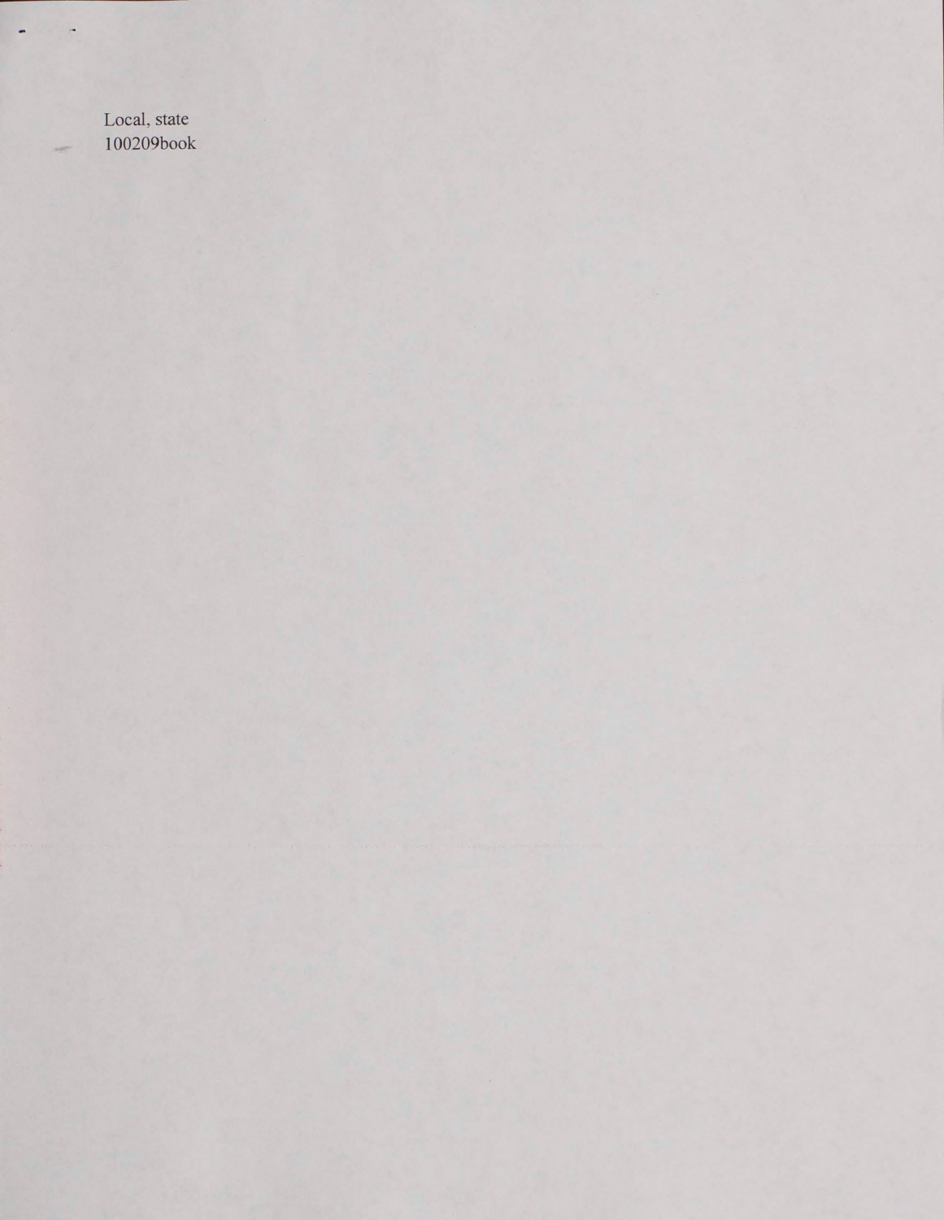Local, state
100209book